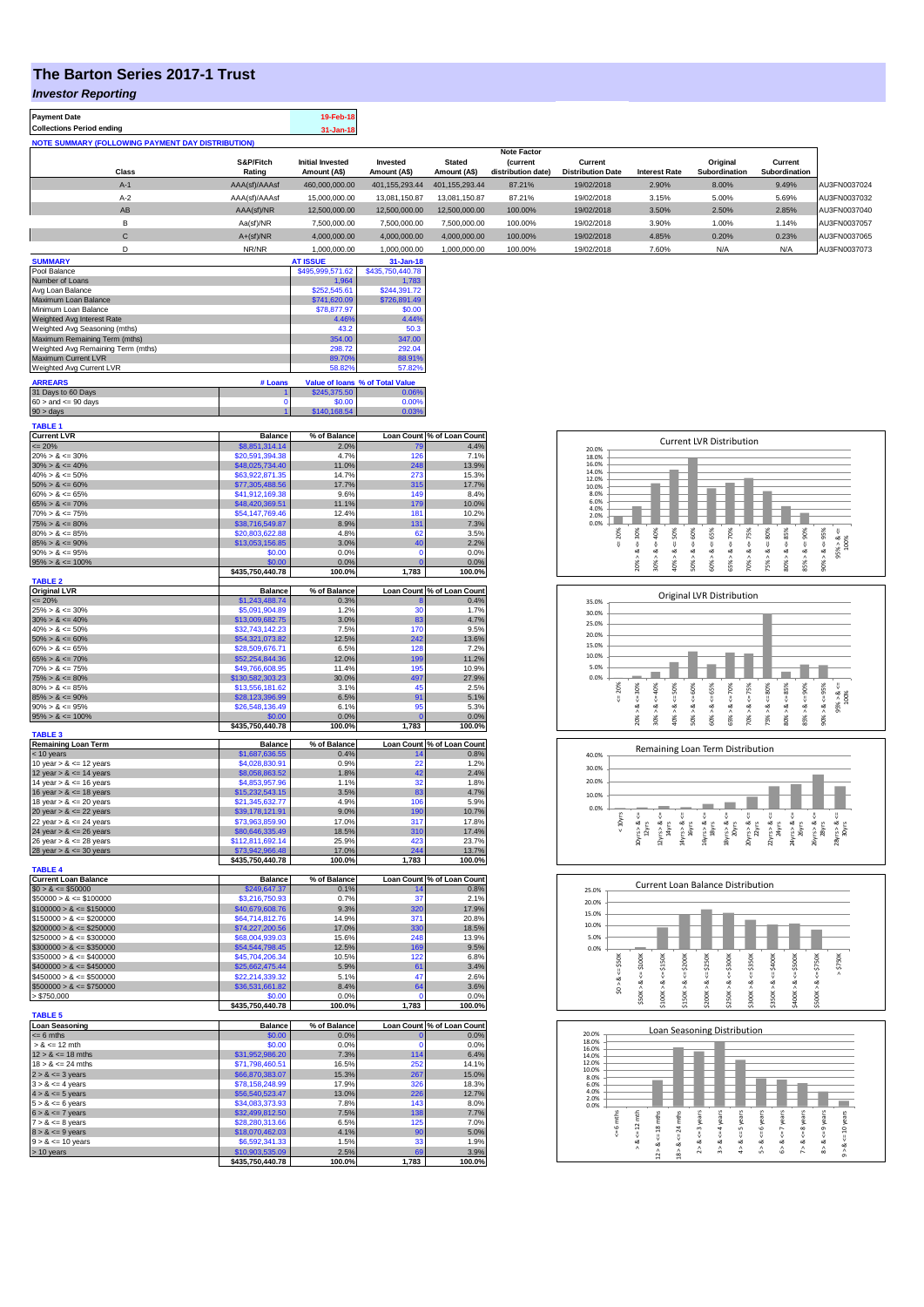# The Barton Series 2017-1 Trust

## *Investor Reporting*

| | |
|---|---|
| **Payment Date** | 19-Feb-18 |
| **Collections Period ending** | 31-Jan-18 |

**NOTE SUMMARY (FOLLOWING PAYMENT DAY DISTRIBUTION)**

| Class | S&P/Fitch Rating | Initial Invested Amount (A$) | Invested Amount (A$) | Stated Amount (A$) | Note Factor (current distribution date) | Current Distribution Date | Interest Rate | Original Subordination | Current Subordination | |
|---|---|---|---|---|---|---|---|---|---|---|
| A-1 | AAA(sf)/AAAsf | 460,000,000.00 | 401,155,293.44 | 401,155,293.44 | 87.21% | 19/02/2018 | 2.90% | 8.00% | 9.49% | AU3FN0037024 |
| A-2 | AAA(sf)/AAAsf | 15,000,000.00 | 13,081,150.87 | 13,081,150.87 | 87.21% | 19/02/2018 | 3.15% | 5.00% | 5.69% | AU3FN0037032 |
| AB | AAA(sf)/NR | 12,500,000.00 | 12,500,000.00 | 12,500,000.00 | 100.00% | 19/02/2018 | 3.50% | 2.50% | 2.85% | AU3FN0037040 |
| B | Aa(sf)/NR | 7,500,000.00 | 7,500,000.00 | 7,500,000.00 | 100.00% | 19/02/2018 | 3.90% | 1.00% | 1.14% | AU3FN0037057 |
| C | A+(sf)/NR | 4,000,000.00 | 4,000,000.00 | 4,000,000.00 | 100.00% | 19/02/2018 | 4.85% | 0.20% | 0.23% | AU3FN0037065 |
| D | NR/NR | 1,000,000.00 | 1,000,000.00 | 1,000,000.00 | 100.00% | 19/02/2018 | 7.60% | N/A | N/A | AU3FN0037073 |

| SUMMARY | AT ISSUE | 31-Jan-18 |
|---|---|---|
| Pool Balance | $495,999,571.62 | $435,750,440.78 |
| Number of Loans | 1,964 | 1,783 |
| Avg Loan Balance | $252,545.61 | $244,391.72 |
| Maximum Loan Balance | $741,620.09 | $726,891.49 |
| Minimum Loan Balance | $78,877.97 | $0.00 |
| Weighted Avg Interest Rate | 4.46% | 4.44% |
| Weighted Avg Seasoning (mths) | 43.2 | 50.3 |
| Maximum Remaining Term (mths) | 354.00 | 347.00 |
| Weighted Avg Remaining Term (mths) | 298.72 | 292.04 |
| Maximum Current LVR | 89.70% | 88.91% |
| Weighted Avg Current LVR | 58.82% | 57.82% |

| ARREARS | # Loans | Value of loans | % of Total Value |
|---|---|---|---|
| 31 Days to 60 Days | 1 | $245,375.50 | 0.06% |
| 60 > and <= 90 days | 0 | $0.00 | 0.00% |
| 90 > days | 1 | $140,168.54 | 0.03% |

**TABLE 1**

| Current LVR | Balance | % of Balance | Loan Count | % of Loan Count |
|---|---|---|---|---|
| <= 20% | $8,851,314.14 | 2.0% | 79 | 4.4% |
| 20% > & <= 30% | $20,591,394.38 | 4.7% | 126 | 7.1% |
| 30% > & <= 40% | $48,025,734.40 | 11.0% | 248 | 13.9% |
| 40% > & <= 50% | $63,922,871.35 | 14.7% | 273 | 15.3% |
| 50% > & <= 60% | $77,305,488.56 | 17.7% | 315 | 17.7% |
| 60% > & <= 65% | $41,912,169.38 | 9.6% | 149 | 8.4% |
| 65% > & <= 70% | $48,420,369.51 | 11.1% | 179 | 10.0% |
| 70% > & <= 75% | $54,147,769.46 | 12.4% | 181 | 10.2% |
| 75% > & <= 80% | $38,716,549.87 | 8.9% | 131 | 7.3% |
| 80% > & <= 85% | $20,803,622.88 | 4.8% | 62 | 3.5% |
| 85% > & <= 90% | $13,053,156.85 | 3.0% | 40 | 2.2% |
| 90% > & <= 95% | $0.00 | 0.0% | 0 | 0.0% |
| 95% > & <= 100% | $0.00 | 0.0% | 0 | 0.0% |
| | $435,750,440.78 | 100.0% | 1,783 | 100.0% |

**TABLE 2**

| Original LVR | Balance | % of Balance | Loan Count | % of Loan Count |
|---|---|---|---|---|
| <= 20% | $1,243,488.74 | 0.3% | 8 | 0.4% |
| 25% > & <= 30% | $5,091,904.89 | 1.2% | 30 | 1.7% |
| 30% > & <= 40% | $13,009,682.75 | 3.0% | 83 | 4.7% |
| 40% > & <= 50% | $32,743,142.23 | 7.5% | 170 | 9.5% |
| 50% > & <= 60% | $54,321,073.82 | 12.5% | 242 | 13.6% |
| 60% > & <= 65% | $28,509,676.71 | 6.5% | 128 | 7.2% |
| 65% > & <= 70% | $52,254,844.36 | 12.0% | 199 | 11.2% |
| 70% > & <= 75% | $49,766,608.95 | 11.4% | 195 | 10.9% |
| 75% > & <= 80% | $130,582,303.23 | 30.0% | 497 | 27.9% |
| 80% > & <= 85% | $13,556,181.62 | 3.1% | 45 | 2.5% |
| 85% > & <= 90% | $28,123,396.99 | 6.5% | 91 | 5.1% |
| 90% > & <= 95% | $26,548,136.49 | 6.1% | 95 | 5.3% |
| 95% > & <= 100% | $0.00 | 0.0% | 0 | 0.0% |
| | $435,750,440.78 | 100.0% | 1,783 | 100.0% |

**TABLE 3**

| Remaining Loan Term | Balance | % of Balance | Loan Count | % of Loan Count |
|---|---|---|---|---|
| < 10 years | $1,687,636.55 | 0.4% | 14 | 0.8% |
| 10 year > & <= 12 years | $4,028,830.91 | 0.9% | 22 | 1.2% |
| 12 year > & <= 14 years | $8,058,863.52 | 1.8% | 42 | 2.4% |
| 14 year > & <= 16 years | $4,853,957.96 | 1.1% | 32 | 1.8% |
| 16 year > & <= 18 years | $15,232,543.15 | 3.5% | 83 | 4.7% |
| 18 year > & <= 20 years | $21,345,632.77 | 4.9% | 106 | 5.9% |
| 20 year > & <= 22 years | $39,178,121.91 | 9.0% | 190 | 10.7% |
| 22 year > & <= 24 years | $73,963,859.90 | 17.0% | 317 | 17.8% |
| 24 year > & <= 26 years | $80,646,335.49 | 18.5% | 310 | 17.4% |
| 26 year > & <= 28 years | $112,811,692.14 | 25.9% | 423 | 23.7% |
| 28 year > & <= 30 years | $73,942,966.48 | 17.0% | 244 | 13.7% |
| | $435,750,440.78 | 100.0% | 1,783 | 100.0% |

**TABLE 4**

| Current Loan Balance | Balance | % of Balance | Loan Count | % of Loan Count |
|---|---|---|---|---|
| $0 > & <= $50000 | $249,647.37 | 0.1% | 14 | 0.8% |
| $50000 > & <= $100000 | $3,216,750.93 | 0.7% | 37 | 2.1% |
| $100000 > & <= $150000 | $40,679,608.76 | 9.3% | 320 | 17.9% |
| $150000 > & <= $200000 | $64,714,812.76 | 14.9% | 371 | 20.8% |
| $200000 > & <= $250000 | $74,227,200.56 | 17.0% | 330 | 18.5% |
| $250000 > & <= $300000 | $68,004,939.03 | 15.6% | 248 | 13.9% |
| $300000 > & <= $350000 | $54,544,798.45 | 12.5% | 169 | 9.5% |
| $350000 > & <= $400000 | $45,704,206.34 | 10.5% | 122 | 6.8% |
| $400000 > & <= $450000 | $25,662,475.44 | 5.9% | 61 | 3.4% |
| $450000 > & <= $500000 | $22,214,339.32 | 5.1% | 47 | 2.6% |
| $500000 > & <= $750000 | $36,531,661.82 | 8.4% | 64 | 3.6% |
| > $750,000 | $0.00 | 0.0% | 0 | 0.0% |
| | $435,750,440.78 | 100.0% | 1,783 | 100.0% |

**TABLE 5**

| Loan Seasoning | Balance | % of Balance | Loan Count | % of Loan Count |
|---|---|---|---|---|
| <= 6 mths | $0.00 | 0.0% | 0 | 0.0% |
| > & <= 12 mth | $0.00 | 0.0% | 0 | 0.0% |
| 12 > & <= 18 mths | $31,952,986.20 | 7.3% | 114 | 6.4% |
| 18 > & <= 24 mths | $71,798,460.51 | 16.5% | 252 | 14.1% |
| 2 > & <= 3 years | $66,870,383.07 | 15.3% | 267 | 15.0% |
| 3 > & <= 4 years | $78,158,248.99 | 17.9% | 326 | 18.3% |
| 4 > & <= 5 years | $56,540,523.47 | 13.0% | 226 | 12.7% |
| 5 > & <= 6 years | $34,083,373.93 | 7.8% | 143 | 8.0% |
| 6 > & <= 7 years | $32,499,812.50 | 7.5% | 138 | 7.7% |
| 7 > & <= 8 years | $28,280,313.66 | 6.5% | 125 | 7.0% |
| 8 > & <= 9 years | $18,070,462.03 | 4.1% | 90 | 5.0% |
| 9 > & <= 10 years | $6,592,341.33 | 1.5% | 33 | 1.9% |
| > 10 years | $10,903,535.09 | 2.5% | 69 | 3.9% |
| | $435,750,440.78 | 100.0% | 1,783 | 100.0% |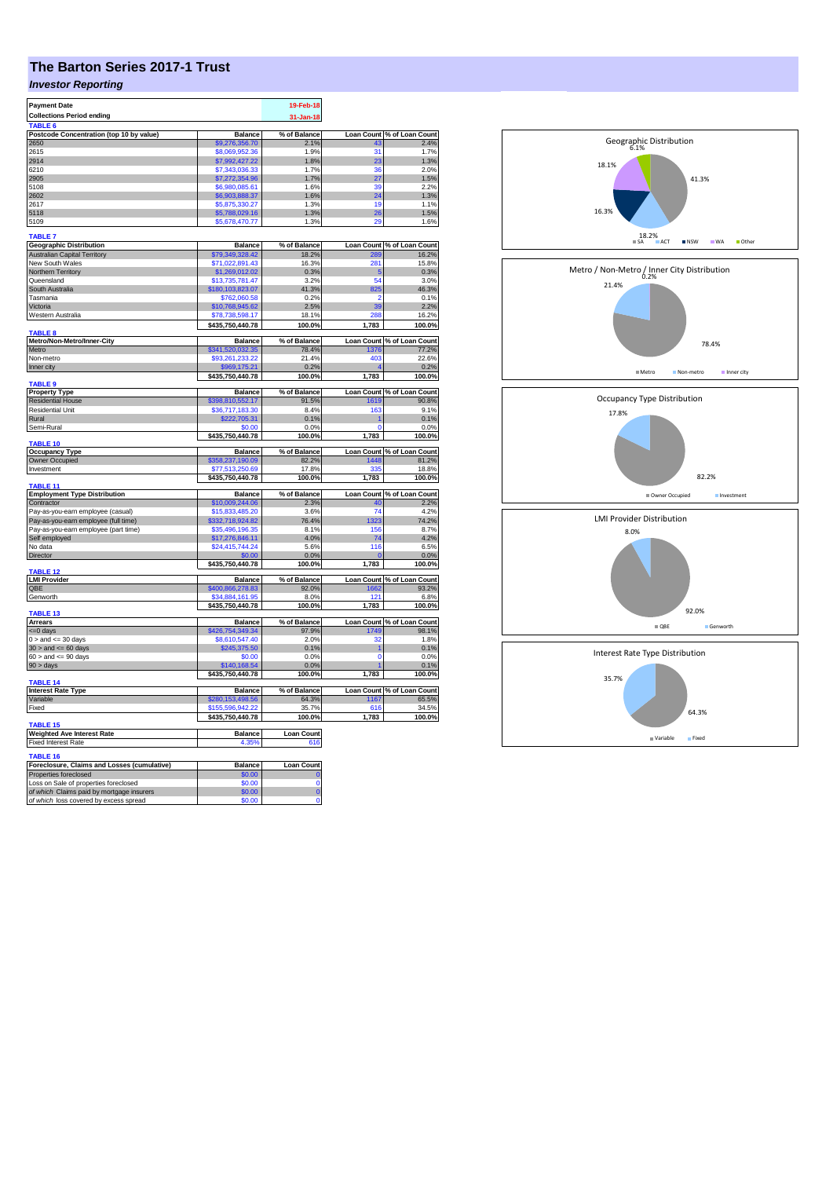# The Barton Series 2017-1 Trust

## *Investor Reporting*

| Payment Date | 19-Feb-18 |
|---|---|
| Collections Period ending | 31-Jan-18 |

**TABLE 6**

| Postcode Concentration (top 10 by value) | Balance | % of Balance | Loan Count | % of Loan Count |
|---|---|---|---|---|
| 2650 | $9,276,356.70 | 2.1% | 43 | 2.4% |
| 2615 | $8,069,952.36 | 1.9% | 31 | 1.7% |
| 2914 | $7,992,427.22 | 1.8% | 23 | 1.3% |
| 6210 | $7,343,036.33 | 1.7% | 36 | 2.0% |
| 2905 | $7,272,354.96 | 1.7% | 27 | 1.5% |
| 5108 | $6,980,085.61 | 1.6% | 39 | 2.2% |
| 2602 | $6,903,888.37 | 1.6% | 24 | 1.3% |
| 2617 | $5,875,330.27 | 1.3% | 19 | 1.1% |
| 5118 | $5,788,029.16 | 1.3% | 26 | 1.5% |
| 5109 | $5,678,470.77 | 1.3% | 29 | 1.6% |

**TABLE 7**

| Geographic Distribution | Balance | % of Balance | Loan Count | % of Loan Count |
|---|---|---|---|---|
| Australian Capital Territory | $79,349,328.42 | 18.2% | 289 | 16.2% |
| New South Wales | $71,022,891.43 | 16.3% | 281 | 15.8% |
| Northern Territory | $1,269,012.02 | 0.3% | 5 | 0.3% |
| Queensland | $13,735,781.47 | 3.2% | 54 | 3.0% |
| South Australia | $180,103,823.07 | 41.3% | 825 | 46.3% |
| Tasmania | $762,060.58 | 0.2% | 2 | 0.1% |
| Victoria | $10,768,945.62 | 2.5% | 39 | 2.2% |
| Western Australia | $78,738,598.17 | 18.1% | 288 | 16.2% |
| | $435,750,440.78 | 100.0% | 1,783 | 100.0% |

**TABLE 8**

| Metro/Non-Metro/Inner-City | Balance | % of Balance | Loan Count | % of Loan Count |
|---|---|---|---|---|
| Metro | $341,520,032.35 | 78.4% | 1376 | 77.2% |
| Non-metro | $93,261,233.22 | 21.4% | 403 | 22.6% |
| Inner city | $969,175.21 | 0.2% | 4 | 0.2% |
| | $435,750,440.78 | 100.0% | 1,783 | 100.0% |

**TABLE 9**

| Property Type | Balance | % of Balance | Loan Count | % of Loan Count |
|---|---|---|---|---|
| Residential House | $398,810,552.17 | 91.5% | 1619 | 90.8% |
| Residential Unit | $36,717,183.30 | 8.4% | 163 | 9.1% |
| Rural | $222,705.31 | 0.1% | 1 | 0.1% |
| Semi-Rural | $0.00 | 0.0% | 0 | 0.0% |
| | $435,750,440.78 | 100.0% | 1,783 | 100.0% |

**TABLE 10**

| Occupancy Type | Balance | % of Balance | Loan Count | % of Loan Count |
|---|---|---|---|---|
| Owner Occupied | $358,237,190.09 | 82.2% | 1448 | 81.2% |
| Investment | $77,513,250.69 | 17.8% | 335 | 18.8% |
| | $435,750,440.78 | 100.0% | 1,783 | 100.0% |

**TABLE 11**

| Employment Type Distribution | Balance | % of Balance | Loan Count | % of Loan Count |
|---|---|---|---|---|
| Contractor | $10,009,244.06 | 2.3% | 40 | 2.2% |
| Pay-as-you-earn employee (casual) | $15,833,485.20 | 3.6% | 74 | 4.2% |
| Pay-as-you-earn employee (full time) | $332,718,924.82 | 76.4% | 1323 | 74.2% |
| Pay-as-you-earn employee (part time) | $35,496,196.35 | 8.1% | 156 | 8.7% |
| Self employed | $17,276,846.11 | 4.0% | 74 | 4.2% |
| No data | $24,415,744.24 | 5.6% | 116 | 6.5% |
| Director | $0.00 | 0.0% | 0 | 0.0% |
| | $435,750,440.78 | 100.0% | 1,783 | 100.0% |

**TABLE 12**

| LMI Provider | Balance | % of Balance | Loan Count | % of Loan Count |
|---|---|---|---|---|
| QBE | $400,866,278.83 | 92.0% | 1662 | 93.2% |
| Genworth | $34,884,161.95 | 8.0% | 121 | 6.8% |
| | $435,750,440.78 | 100.0% | 1,783 | 100.0% |

**TABLE 13**

| Arrears | Balance | % of Balance | Loan Count | % of Loan Count |
|---|---|---|---|---|
| <=0 days | $426,754,349.34 | 97.9% | 1749 | 98.1% |
| 0 > and <= 30 days | $8,610,547.40 | 2.0% | 32 | 1.8% |
| 30 > and <= 60 days | $245,375.50 | 0.1% | 1 | 0.1% |
| 60 > and <= 90 days | $0.00 | 0.0% | 0 | 0.0% |
| 90 > days | $140,168.54 | 0.0% | 1 | 0.1% |
| | $435,750,440.78 | 100.0% | 1,783 | 100.0% |

**TABLE 14**

| Interest Rate Type | Balance | % of Balance | Loan Count | % of Loan Count |
|---|---|---|---|---|
| Variable | $280,153,498.56 | 64.3% | 1167 | 65.5% |
| Fixed | $155,596,942.22 | 35.7% | 616 | 34.5% |
| | $435,750,440.78 | 100.0% | 1,783 | 100.0% |

**TABLE 15**

| Weighted Ave Interest Rate | Balance | Loan Count |
|---|---|---|
| Fixed Interest Rate | 4.35% | 616 |

**TABLE 16**

| Foreclosure, Claims and Losses (cumulative) | Balance | Loan Count |
|---|---|---|
| Properties foreclosed | $0.00 | 0 |
| Loss on Sale of properties foreclosed | $0.00 | 0 |
| *of which* Claims paid by mortgage insurers | $0.00 | 0 |
| *of which* loss covered by excess spread | $0.00 | 0 |

Geographic Distribution: SA 41.3%, ACT 18.2%, NSW 16.3%, WA 18.1%, Other 6.1%

Metro / Non-Metro / Inner City Distribution: Metro 78.4%, Non-metro 21.4%, Inner city 0.2%

Occupancy Type Distribution: Owner Occupied 82.2%, Investment 17.8%

LMI Provider Distribution: QBE 92.0%, Genworth 8.0%

Interest Rate Type Distribution: Variable 64.3%, Fixed 35.7%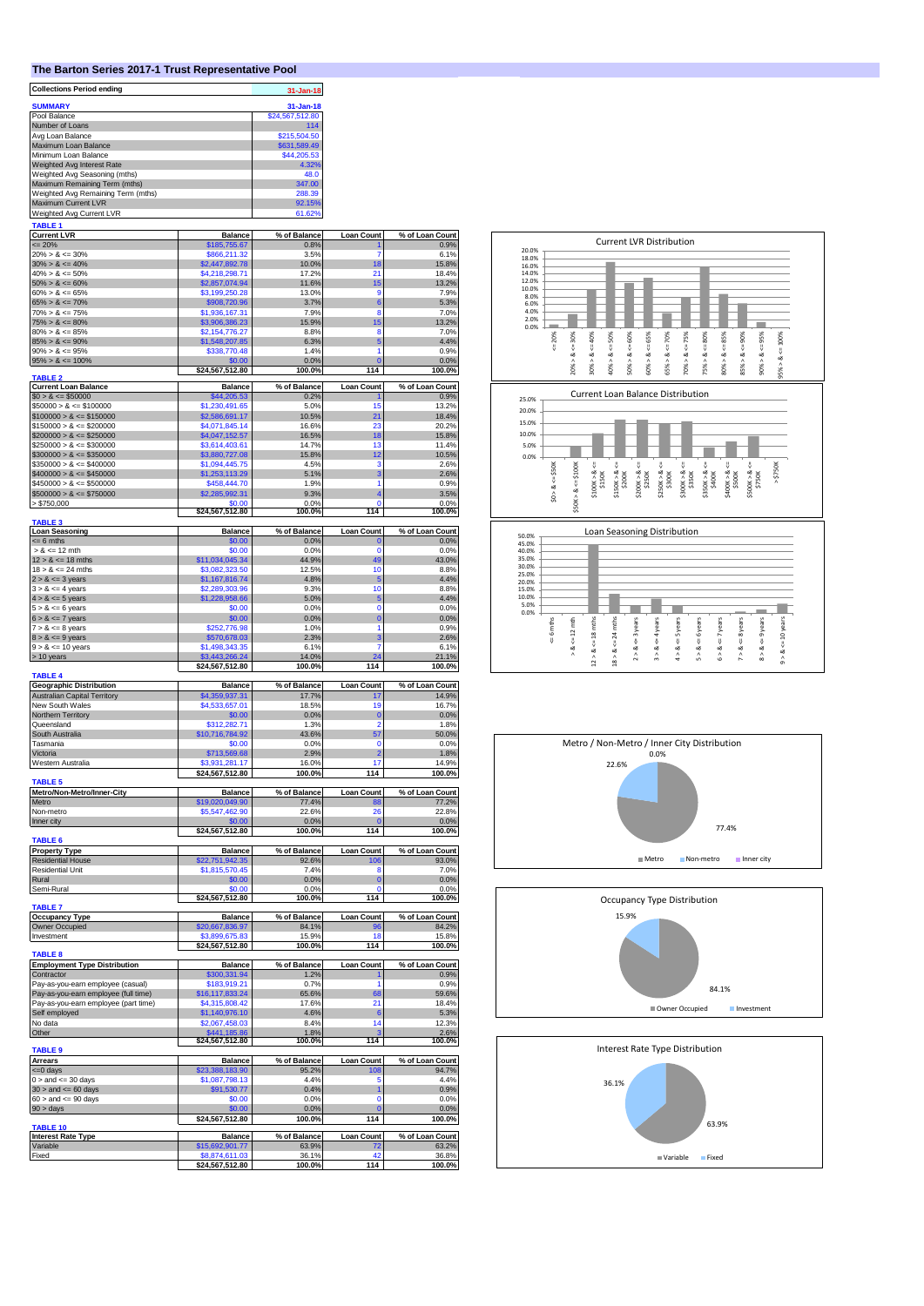# The Barton Series 2017-1 Trust Representative Pool

| Collections Period ending | 31-Jan-18 |
|---|---|

| SUMMARY | 31-Jan-18 |
|---|---|
| Pool Balance | $24,567,512.80 |
| Number of Loans | 114 |
| Avg Loan Balance | $215,504.50 |
| Maximum Loan Balance | $631,589.49 |
| Minimum Loan Balance | $44,205.53 |
| Weighted Avg Interest Rate | 4.32% |
| Weighted Avg Seasoning (mths) | 48.0 |
| Maximum Remaining Term (mths) | 347.00 |
| Weighted Avg Remaining Term (mths) | 288.39 |
| Maximum Current LVR | 92.15% |
| Weighted Avg Current LVR | 61.62% |

TABLE 1

| Current LVR | Balance | % of Balance | Loan Count | % of Loan Count |
|---|---|---|---|---|
| <= 20% | $185,755.67 | 0.8% | 1 | 0.9% |
| 20% > & <= 30% | $866,211.32 | 3.5% | 7 | 6.1% |
| 30% > & <= 40% | $2,447,892.78 | 10.0% | 18 | 15.8% |
| 40% > & <= 50% | $4,218,298.71 | 17.2% | 21 | 18.4% |
| 50% > & <= 60% | $2,857,074.94 | 11.6% | 15 | 13.2% |
| 60% > & <= 65% | $3,199,250.28 | 13.0% | 9 | 7.9% |
| 65% > & <= 70% | $908,720.96 | 3.7% | 6 | 5.3% |
| 70% > & <= 75% | $1,936,167.31 | 7.9% | 8 | 7.0% |
| 75% > & <= 80% | $3,906,386.23 | 15.9% | 15 | 13.2% |
| 80% > & <= 85% | $2,154,776.27 | 8.8% | 8 | 7.0% |
| 85% > & <= 90% | $1,548,207.85 | 6.3% | 5 | 4.4% |
| 90% > & <= 95% | $338,770.48 | 1.4% | 1 | 0.9% |
| 95% > & <= 100% | $0.00 | 0.0% | 0 | 0.0% |
| | $24,567,512.80 | 100.0% | 114 | 100.0% |

TABLE 2

| Current Loan Balance | Balance | % of Balance | Loan Count | % of Loan Count |
|---|---|---|---|---|
| $0 > & <= $50000 | $44,205.53 | 0.2% | 1 | 0.9% |
| $50000 > & <= $100000 | $1,230,491.65 | 5.0% | 15 | 13.2% |
| $100000 > & <= $150000 | $2,586,691.17 | 10.5% | 21 | 18.4% |
| $150000 > & <= $200000 | $4,071,845.14 | 16.6% | 23 | 20.2% |
| $200000 > & <= $250000 | $4,047,152.57 | 16.5% | 18 | 15.8% |
| $250000 > & <= $300000 | $3,614,403.61 | 14.7% | 13 | 11.4% |
| $300000 > & <= $350000 | $3,880,727.08 | 15.8% | 12 | 10.5% |
| $350000 > & <= $400000 | $1,094,445.75 | 4.5% | 3 | 2.6% |
| $400000 > & <= $450000 | $1,253,113.29 | 5.1% | 3 | 2.6% |
| $450000 > & <= $500000 | $458,444.70 | 1.9% | 1 | 0.9% |
| $500000 > & <= $750000 | $2,285,992.31 | 9.3% | 4 | 3.5% |
| > $750,000 | $0.00 | 0.0% | 0 | 0.0% |
| | $24,567,512.80 | 100.0% | 114 | 100.0% |

TABLE 3

| Loan Seasoning | Balance | % of Balance | Loan Count | % of Loan Count |
|---|---|---|---|---|
| <= 6 mths | $0.00 | 0.0% | 0 | 0.0% |
| > & <= 12 mth | $0.00 | 0.0% | 0 | 0.0% |
| 12 > & <= 18 mths | $11,034,045.34 | 44.9% | 49 | 43.0% |
| 18 > & <= 24 mths | $3,082,323.50 | 12.5% | 10 | 8.8% |
| 2 > & <= 3 years | $1,167,816.74 | 4.8% | 5 | 4.4% |
| 3 > & <= 4 years | $2,289,303.96 | 9.3% | 10 | 8.8% |
| 4 > & <= 5 years | $1,228,958.66 | 5.0% | 5 | 4.4% |
| 5 > & <= 6 years | $0.00 | 0.0% | 0 | 0.0% |
| 6 > & <= 7 years | $0.00 | 0.0% | 0 | 0.0% |
| 7 > & <= 8 years | $252,776.98 | 1.0% | 1 | 0.9% |
| 8 > & <= 9 years | $570,678.03 | 2.3% | 3 | 2.6% |
| 9 > & <= 10 years | $1,498,343.35 | 6.1% | 7 | 6.1% |
| > 10 years | $3,443,266.24 | 14.0% | 24 | 21.1% |
| | $24,567,512.80 | 100.0% | 114 | 100.0% |

TABLE 4

| Geographic Distribution | Balance | % of Balance | Loan Count | % of Loan Count |
|---|---|---|---|---|
| Australian Capital Territory | $4,359,937.31 | 17.7% | 17 | 14.9% |
| New South Wales | $4,533,657.01 | 18.5% | 19 | 16.7% |
| Northern Territory | $0.00 | 0.0% | 0 | 0.0% |
| Queensland | $312,282.71 | 1.3% | 2 | 1.8% |
| South Australia | $10,716,784.92 | 43.6% | 57 | 50.0% |
| Tasmania | $0.00 | 0.0% | 0 | 0.0% |
| Victoria | $713,569.68 | 2.9% | 2 | 1.8% |
| Western Australia | $3,931,281.17 | 16.0% | 17 | 14.9% |
| | $24,567,512.80 | 100.0% | 114 | 100.0% |

TABLE 5

| Metro/Non-Metro/Inner-City | Balance | % of Balance | Loan Count | % of Loan Count |
|---|---|---|---|---|
| Metro | $19,020,049.90 | 77.4% | 88 | 77.2% |
| Non-metro | $5,547,462.90 | 22.6% | 26 | 22.8% |
| Inner city | $0.00 | 0.0% | 0 | 0.0% |
| | $24,567,512.80 | 100.0% | 114 | 100.0% |

TABLE 6

| Property Type | Balance | % of Balance | Loan Count | % of Loan Count |
|---|---|---|---|---|
| Residential House | $22,751,942.35 | 92.6% | 106 | 93.0% |
| Residential Unit | $1,815,570.45 | 7.4% | 8 | 7.0% |
| Rural | $0.00 | 0.0% | 0 | 0.0% |
| Semi-Rural | $0.00 | 0.0% | 0 | 0.0% |
| | $24,567,512.80 | 100.0% | 114 | 100.0% |

TABLE 7

| Occupancy Type | Balance | % of Balance | Loan Count | % of Loan Count |
|---|---|---|---|---|
| Owner Occupied | $20,667,836.97 | 84.1% | 96 | 84.2% |
| Investment | $3,899,675.83 | 15.9% | 18 | 15.8% |
| | $24,567,512.80 | 100.0% | 114 | 100.0% |

TABLE 8

| Employment Type Distribution | Balance | % of Balance | Loan Count | % of Loan Count |
|---|---|---|---|---|
| Contractor | $300,331.94 | 1.2% | 1 | 0.9% |
| Pay-as-you-earn employee (casual) | $183,919.21 | 0.7% | 1 | 0.9% |
| Pay-as-you-earn employee (full time) | $16,117,833.24 | 65.6% | 68 | 59.6% |
| Pay-as-you-earn employee (part time) | $4,315,808.42 | 17.6% | 21 | 18.4% |
| Self employed | $1,140,976.10 | 4.6% | 6 | 5.3% |
| No data | $2,067,458.03 | 8.4% | 14 | 12.3% |
| Other | $441,185.86 | 1.8% | 3 | 2.6% |
| | $24,567,512.80 | 100.0% | 114 | 100.0% |

TABLE 9

| Arrears | Balance | % of Balance | Loan Count | % of Loan Count |
|---|---|---|---|---|
| <=0 days | $23,388,183.90 | 95.2% | 108 | 94.7% |
| 0 > and <= 30 days | $1,087,798.13 | 4.4% | 5 | 4.4% |
| 30 > and <= 60 days | $91,530.77 | 0.4% | 1 | 0.9% |
| 60 > and <= 90 days | $0.00 | 0.0% | 0 | 0.0% |
| 90 > days | $0.00 | 0.0% | 0 | 0.0% |
| | $24,567,512.80 | 100.0% | 114 | 100.0% |

TABLE 10

| Interest Rate Type | Balance | % of Balance | Loan Count | % of Loan Count |
|---|---|---|---|---|
| Variable | $15,692,901.77 | 63.9% | 72 | 63.2% |
| Fixed | $8,874,611.03 | 36.1% | 42 | 36.8% |
| | $24,567,512.80 | 100.0% | 114 | 100.0% |

Current LVR Distribution

20.0%
18.0%
16.0%
14.0%
12.0%
10.0%
8.0%
6.0%
4.0%
2.0%
0.0%

<= 20%
20% > & <= 30%
30% > & <= 40%
40% > & <= 50%
50% > & <= 60%
60% > & <= 65%
65% > & <= 70%
70% > & <= 75%
75% > & <= 80%
80% > & <= 85%
85% > & <= 90%
90% > & <= 95%
95% > & <= 100%

Current Loan Balance Distribution

25.0%
20.0%
15.0%
10.0%
5.0%
0.0%

$0 > & <= $50K
$50K > & <= $100K
$100K > & <= $150K
$150K > & <= $200K
$200K > & <= $250K
$250K > & <= $300K
$300K > & <= $350K
$350K > & <= $400K
$400K > & <= $500K
$500K > & <= $750K
> $750K

Loan Seasoning Distribution

50.0%
45.0%
40.0%
35.0%
30.0%
25.0%
20.0%
15.0%
10.0%
5.0%
0.0%

<= 6 mths
> & <= 12 mth
12 > & <= 18 mths
18 > & <= 24 mths
2 > & <= 3 years
3 > & <= 4 years
4 > & <= 5 years
5 > & <= 6 years
6 > & <= 7 years
7 > & <= 8 years
8 > & <= 9 years
9 > & <= 10 years

Metro / Non-Metro / Inner City Distribution

0.0%
22.6%
77.4%

Metro
Non-metro
Inner city

Occupancy Type Distribution

15.9%
84.1%

Owner Occupied
Investment

Interest Rate Type Distribution

36.1%
63.9%

Variable
Fixed